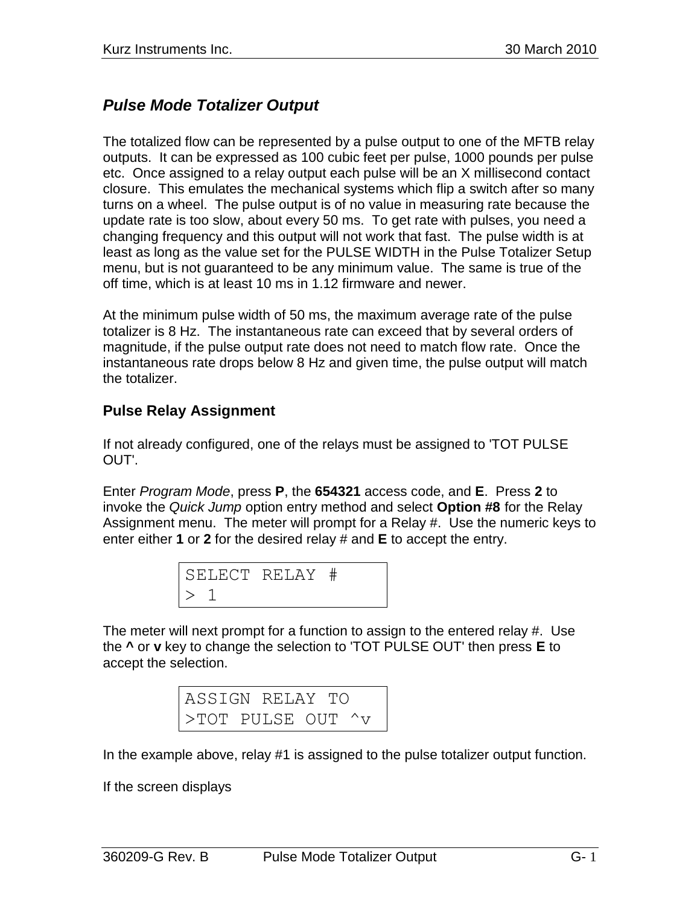## *Pulse Mode Totalizer Output*

The totalized flow can be represented by a pulse output to one of the MFTB relay outputs. It can be expressed as 100 cubic feet per pulse, 1000 pounds per pulse etc. Once assigned to a relay output each pulse will be an X millisecond contact closure. This emulates the mechanical systems which flip a switch after so many turns on a wheel. The pulse output is of no value in measuring rate because the update rate is too slow, about every 50 ms. To get rate with pulses, you need a changing frequency and this output will not work that fast. The pulse width is at least as long as the value set for the PULSE WIDTH in the Pulse Totalizer Setup menu, but is not guaranteed to be any minimum value. The same is true of the off time, which is at least 10 ms in 1.12 firmware and newer.

At the minimum pulse width of 50 ms, the maximum average rate of the pulse totalizer is 8 Hz. The instantaneous rate can exceed that by several orders of magnitude, if the pulse output rate does not need to match flow rate. Once the instantaneous rate drops below 8 Hz and given time, the pulse output will match the totalizer.

### Pulse Relay Assignment

If not already configured, one of the relays must be assigned to 'TOT PULSE OUT'.

Enter *Program Mode*, press **P**, the **654321** access code, and **E**. Press **2** to invoke the *Quick Jump* option entry method and select **Option #8** for the Relay Assignment menu. The meter will prompt for a Relay #. Use the numeric keys to enter either **1** or **2** for the desired relay # and **E** to accept the entry.

```
SELECT RELAY #
> 1
```

The meter will next prompt for a function to assign to the entered relay #. Use the **^** or **v** key to change the selection to 'TOT PULSE OUT' then press **E** to accept the selection.

```
ASSIGN RELAY TO
>TOT PULSE OUT ^v
```

In the example above, relay #1 is assigned to the pulse totalizer output function.

If the screen displays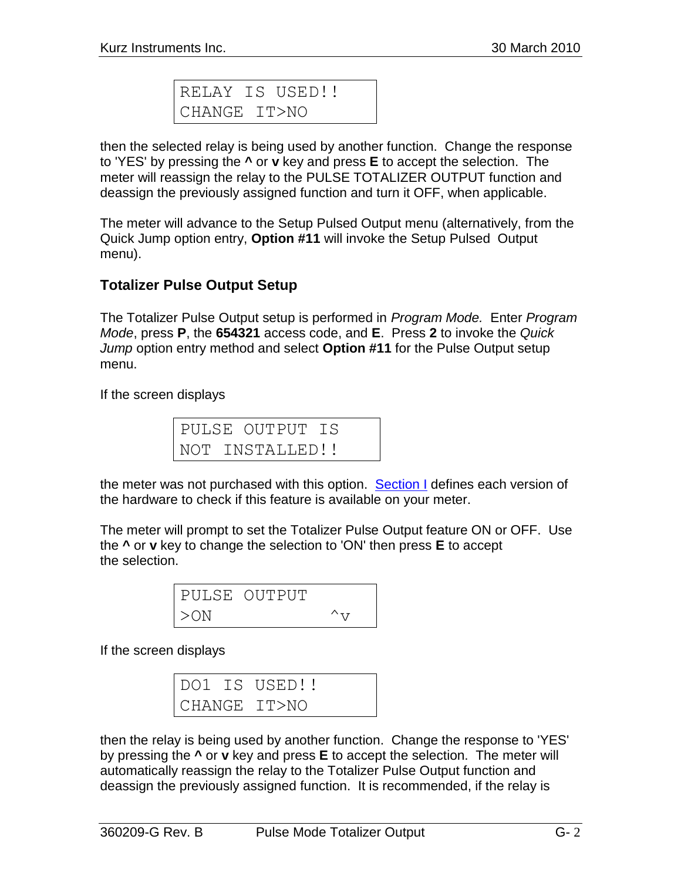```
RELAY IS USED!!
CHANGE IT>NO
```

then the selected relay is being used by another function. Change the response to 'YES' by pressing the **^** or **v** key and press **E** to accept the selection. The meter will reassign the relay to the PULSE TOTALIZER OUTPUT function and deassign the previously assigned function and turn it OFF, when applicable.

The meter will advance to the Setup Pulsed Output menu (alternatively, from the Quick Jump option entry, **Option #11** will invoke the Setup Pulsed Output menu).

### Totalizer Pulse Output Setup

The Totalizer Pulse Output setup is performed in *Program Mode.* Enter *Program Mode*, press **P**, the **654321** access code, and **E**. Press **2** to invoke the *Quick Jump* option entry method and select **Option #11** for the Pulse Output setup menu.

If the screen displays

```
PULSE OUTPUT IS
NOT INSTALLED!!
```

the meter was not purchased with this option. Section I defines each version of the hardware to check if this feature is available on your meter.

The meter will prompt to set the Totalizer Pulse Output feature ON or OFF. Use the **^** or **v** key to change the selection to 'ON' then press **E** to accept the selection.

```
PULSE OUTPUT
>ON            ^v
```

If the screen displays

```
DO1 IS USED!!
CHANGE IT>NO
```

then the relay is being used by another function. Change the response to 'YES' by pressing the **^** or **v** key and press **E** to accept the selection. The meter will automatically reassign the relay to the Totalizer Pulse Output function and deassign the previously assigned function. It is recommended, if the relay is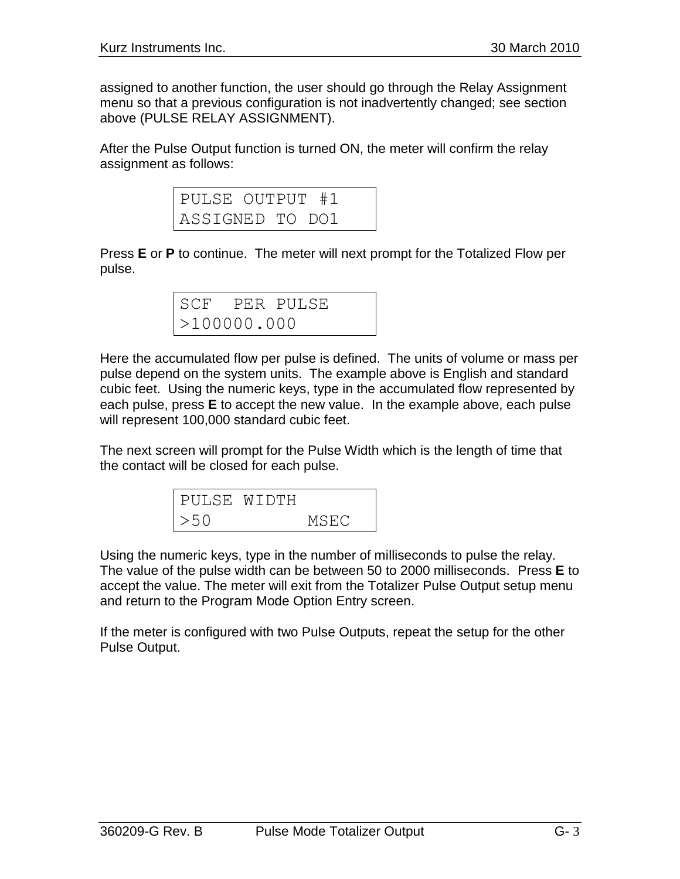assigned to another function, the user should go through the Relay Assignment menu so that a previous configuration is not inadvertently changed; see section above (PULSE RELAY ASSIGNMENT).

After the Pulse Output function is turned ON, the meter will confirm the relay assignment as follows:

```
PULSE OUTPUT #1
ASSIGNED TO DO1
```

Press **E** or **P** to continue. The meter will next prompt for the Totalized Flow per pulse.

```
SCF  PER PULSE
>100000.000
```

Here the accumulated flow per pulse is defined. The units of volume or mass per pulse depend on the system units. The example above is English and standard cubic feet. Using the numeric keys, type in the accumulated flow represented by each pulse, press **E** to accept the new value. In the example above, each pulse will represent 100,000 standard cubic feet.

The next screen will prompt for the Pulse Width which is the length of time that the contact will be closed for each pulse.

```
PULSE WIDTH
>50          MSEC
```

Using the numeric keys, type in the number of milliseconds to pulse the relay. The value of the pulse width can be between 50 to 2000 milliseconds. Press **E** to accept the value. The meter will exit from the Totalizer Pulse Output setup menu and return to the Program Mode Option Entry screen.

If the meter is configured with two Pulse Outputs, repeat the setup for the other Pulse Output.